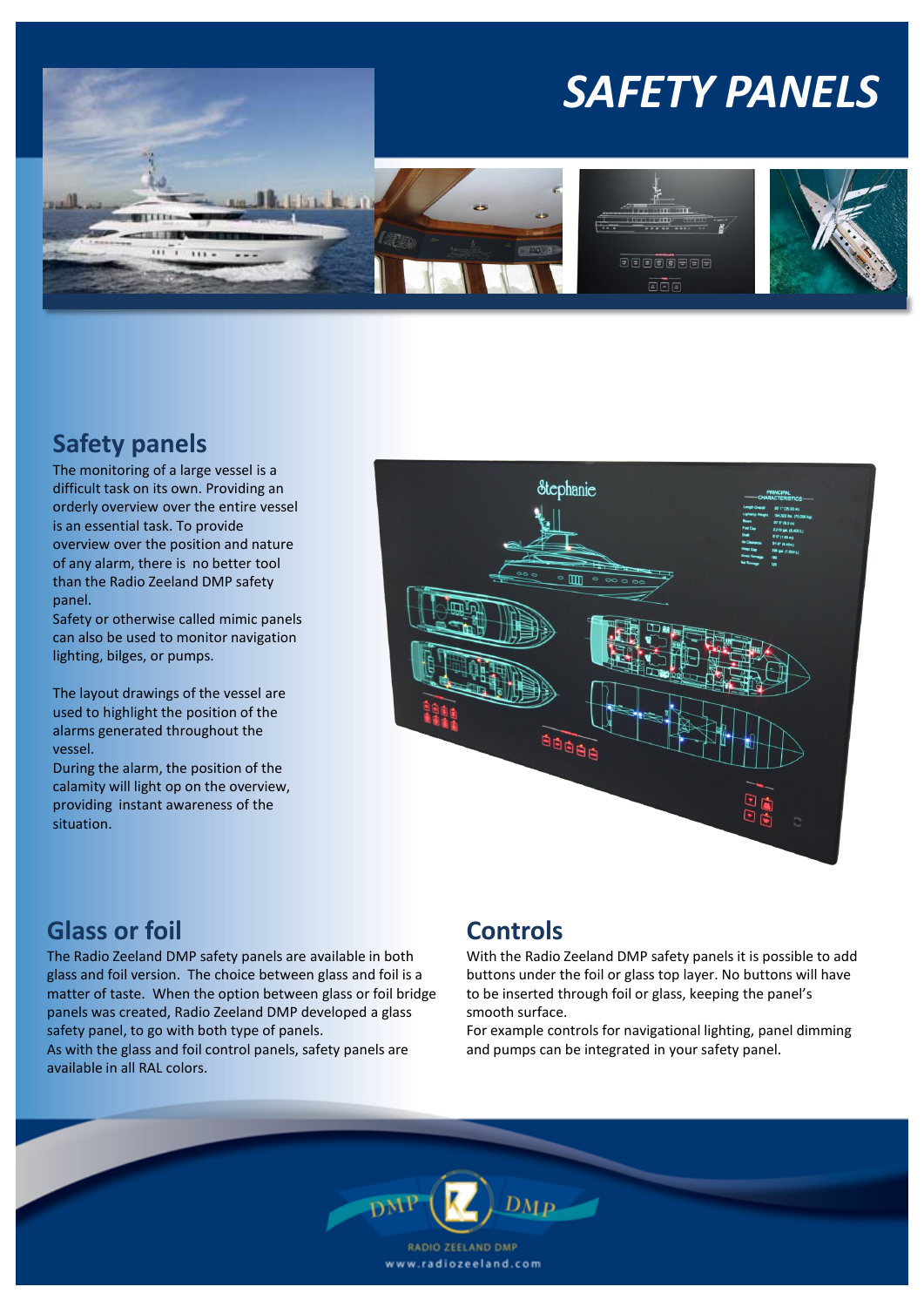# SAFETY PANELS

## Safety panels

The monitoring of a large vessel is a difficult task on its own. Providing an orderly overview over the entire vessel is an essential task. To provide overview over the position and nature of any alarm, there is no better tool than the Radio Zeeland DMP safety panel.
Safety or otherwise called mimic panels can also be used to monitor navigation lighting, bilges, or pumps.

The layout drawings of the vessel are used to highlight the position of the alarms generated throughout the vessel.
During the alarm, the position of the calamity will light op on the overview, providing instant awareness of the situation.

## Glass or foil

The Radio Zeeland DMP safety panels are available in both glass and foil version. The choice between glass and foil is a matter of taste. When the option between glass or foil bridge panels was created, Radio Zeeland DMP developed a glass safety panel, to go with both type of panels.
As with the glass and foil control panels, safety panels are available in all RAL colors.

## Controls

With the Radio Zeeland DMP safety panels it is possible to add buttons under the foil or glass top layer. No buttons will have to be inserted through foil or glass, keeping the panel's smooth surface.
For example controls for navigational lighting, panel dimming and pumps can be integrated in your safety panel.

RADIO ZEELAND DMP
www.radiozeeland.com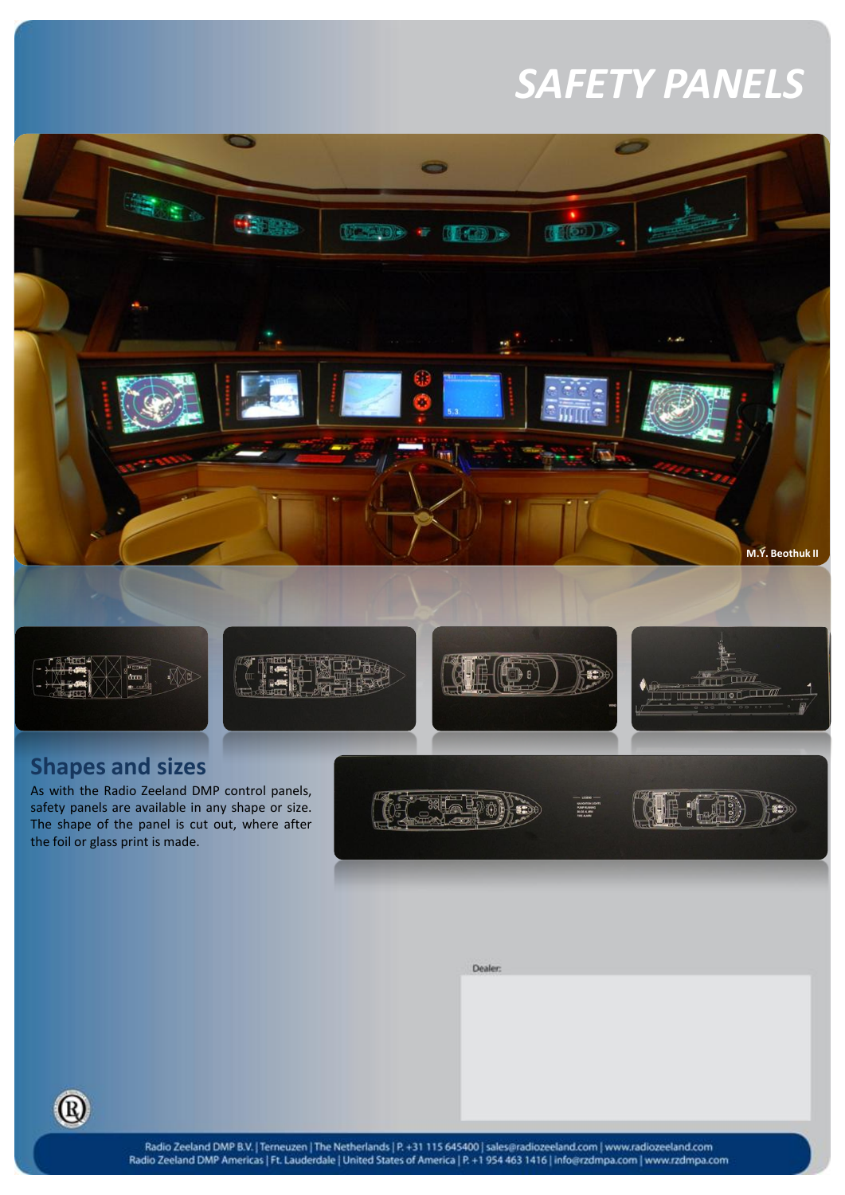# SAFETY PANELS

M.Y. Beothuk II

## Shapes and sizes

As with the Radio Zeeland DMP control panels, safety panels are available in any shape or size. The shape of the panel is cut out, where after the foil or glass print is made.

Dealer:

Radio Zeeland DMP B.V. | Terneuzen | The Netherlands | P. +31 115 645400 | sales@radiozeeland.com | www.radiozeeland.com
Radio Zeeland DMP Americas | Ft. Lauderdale | United States of America | P. +1 954 463 1416 | info@rzdmpa.com | www.rzdmpa.com